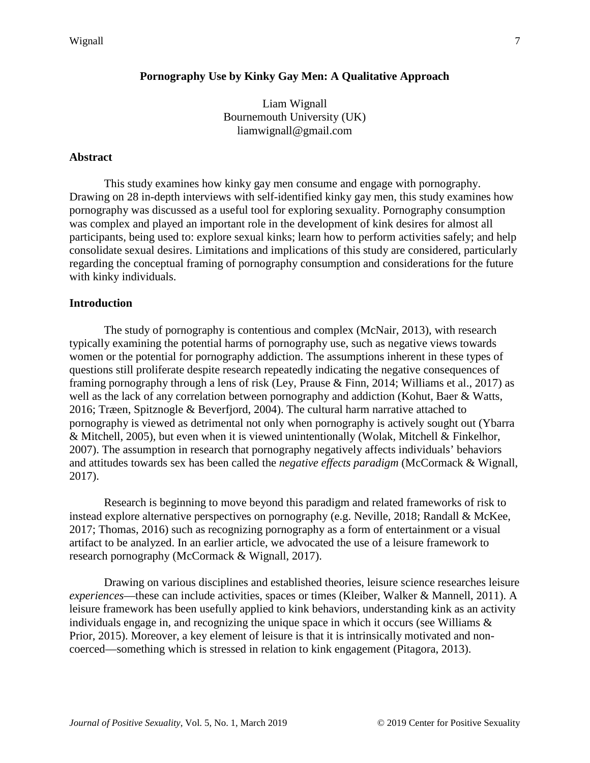# Pornography Use by Kinky Gay Men: A Qualitative Approach

Liam Wignall
Bournemouth University (UK)
liamwignall@gmail.com

## Abstract

This study examines how kinky gay men consume and engage with pornography. Drawing on 28 in-depth interviews with self-identified kinky gay men, this study examines how pornography was discussed as a useful tool for exploring sexuality. Pornography consumption was complex and played an important role in the development of kink desires for almost all participants, being used to: explore sexual kinks; learn how to perform activities safely; and help consolidate sexual desires. Limitations and implications of this study are considered, particularly regarding the conceptual framing of pornography consumption and considerations for the future with kinky individuals.

## Introduction

The study of pornography is contentious and complex (McNair, 2013), with research typically examining the potential harms of pornography use, such as negative views towards women or the potential for pornography addiction. The assumptions inherent in these types of questions still proliferate despite research repeatedly indicating the negative consequences of framing pornography through a lens of risk (Ley, Prause & Finn, 2014; Williams et al., 2017) as well as the lack of any correlation between pornography and addiction (Kohut, Baer & Watts, 2016; Træen, Spitznogle & Beverfjord, 2004). The cultural harm narrative attached to pornography is viewed as detrimental not only when pornography is actively sought out (Ybarra & Mitchell, 2005), but even when it is viewed unintentionally (Wolak, Mitchell & Finkelhor, 2007). The assumption in research that pornography negatively affects individuals' behaviors and attitudes towards sex has been called the *negative effects paradigm* (McCormack & Wignall, 2017).

Research is beginning to move beyond this paradigm and related frameworks of risk to instead explore alternative perspectives on pornography (e.g. Neville, 2018; Randall & McKee, 2017; Thomas, 2016) such as recognizing pornography as a form of entertainment or a visual artifact to be analyzed. In an earlier article, we advocated the use of a leisure framework to research pornography (McCormack & Wignall, 2017).

Drawing on various disciplines and established theories, leisure science researches leisure *experiences*—these can include activities, spaces or times (Kleiber, Walker & Mannell, 2011). A leisure framework has been usefully applied to kink behaviors, understanding kink as an activity individuals engage in, and recognizing the unique space in which it occurs (see Williams & Prior, 2015). Moreover, a key element of leisure is that it is intrinsically motivated and non-coerced—something which is stressed in relation to kink engagement (Pitagora, 2013).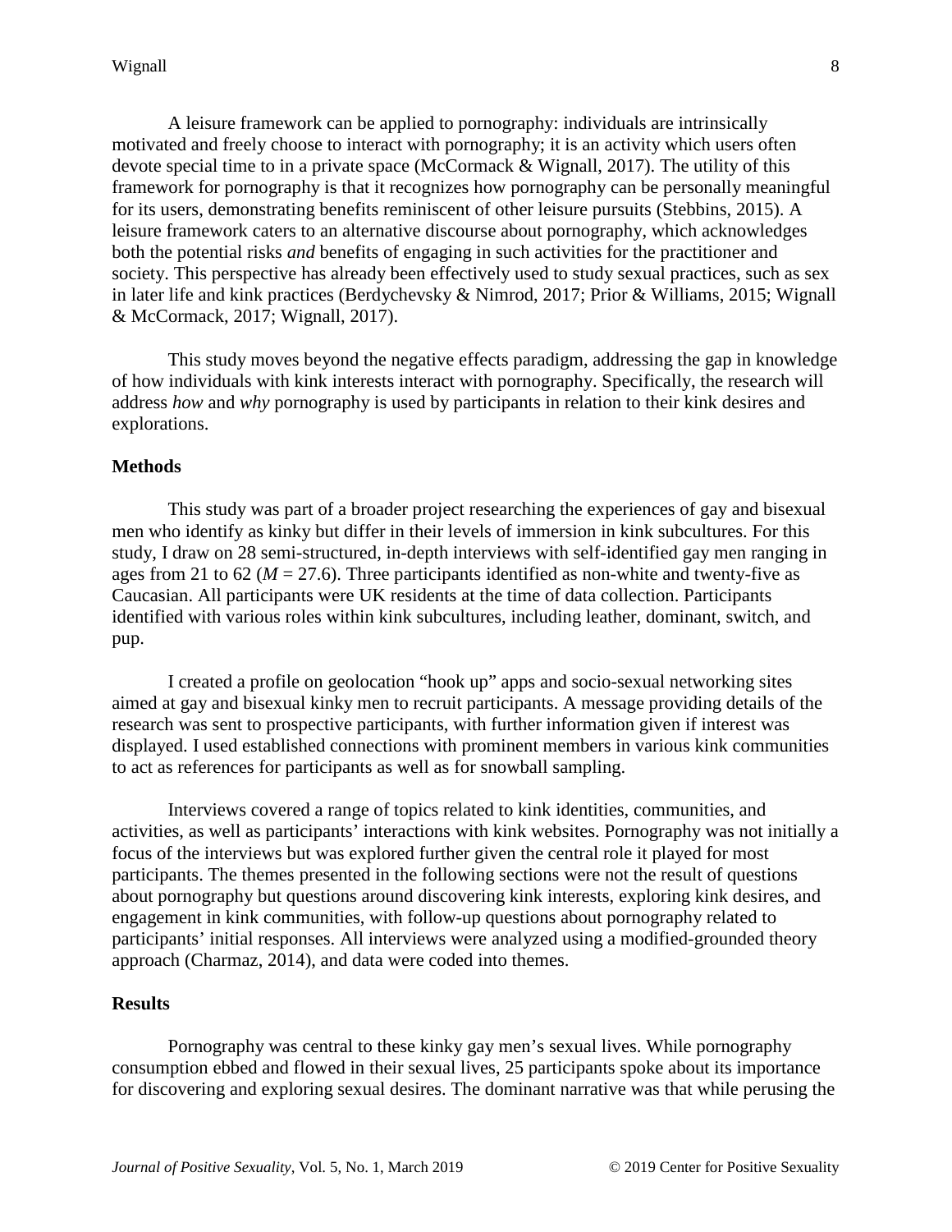A leisure framework can be applied to pornography: individuals are intrinsically motivated and freely choose to interact with pornography; it is an activity which users often devote special time to in a private space (McCormack & Wignall, 2017). The utility of this framework for pornography is that it recognizes how pornography can be personally meaningful for its users, demonstrating benefits reminiscent of other leisure pursuits (Stebbins, 2015). A leisure framework caters to an alternative discourse about pornography, which acknowledges both the potential risks *and* benefits of engaging in such activities for the practitioner and society. This perspective has already been effectively used to study sexual practices, such as sex in later life and kink practices (Berdychevsky & Nimrod, 2017; Prior & Williams, 2015; Wignall & McCormack, 2017; Wignall, 2017).

This study moves beyond the negative effects paradigm, addressing the gap in knowledge of how individuals with kink interests interact with pornography. Specifically, the research will address *how* and *why* pornography is used by participants in relation to their kink desires and explorations.

## Methods

This study was part of a broader project researching the experiences of gay and bisexual men who identify as kinky but differ in their levels of immersion in kink subcultures. For this study, I draw on 28 semi-structured, in-depth interviews with self-identified gay men ranging in ages from 21 to 62 ($M = 27.6$). Three participants identified as non-white and twenty-five as Caucasian. All participants were UK residents at the time of data collection. Participants identified with various roles within kink subcultures, including leather, dominant, switch, and pup.

I created a profile on geolocation "hook up" apps and socio-sexual networking sites aimed at gay and bisexual kinky men to recruit participants. A message providing details of the research was sent to prospective participants, with further information given if interest was displayed. I used established connections with prominent members in various kink communities to act as references for participants as well as for snowball sampling.

Interviews covered a range of topics related to kink identities, communities, and activities, as well as participants' interactions with kink websites. Pornography was not initially a focus of the interviews but was explored further given the central role it played for most participants. The themes presented in the following sections were not the result of questions about pornography but questions around discovering kink interests, exploring kink desires, and engagement in kink communities, with follow-up questions about pornography related to participants' initial responses. All interviews were analyzed using a modified-grounded theory approach (Charmaz, 2014), and data were coded into themes.

## Results

Pornography was central to these kinky gay men's sexual lives. While pornography consumption ebbed and flowed in their sexual lives, 25 participants spoke about its importance for discovering and exploring sexual desires. The dominant narrative was that while perusing the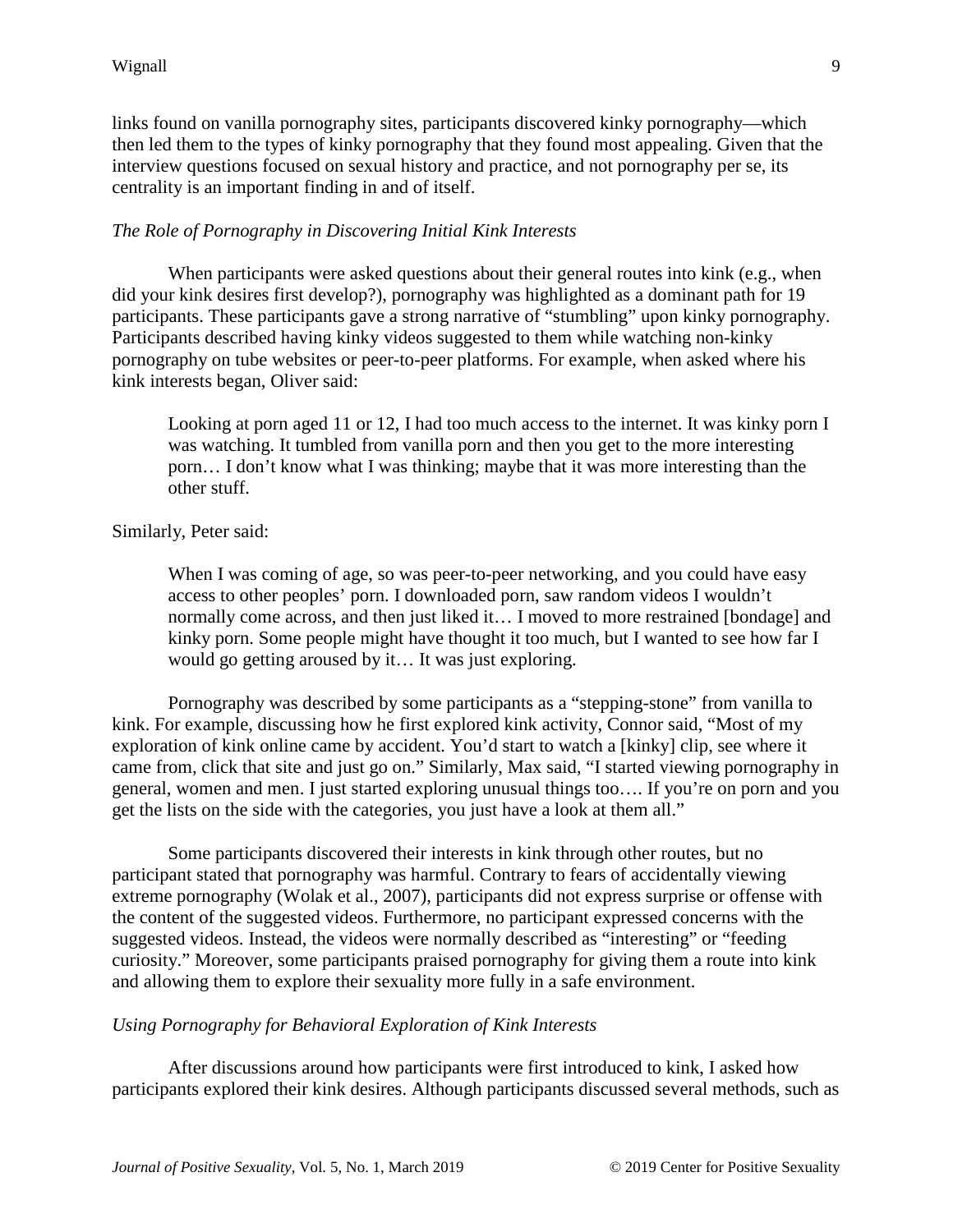links found on vanilla pornography sites, participants discovered kinky pornography—which then led them to the types of kinky pornography that they found most appealing. Given that the interview questions focused on sexual history and practice, and not pornography per se, its centrality is an important finding in and of itself.

*The Role of Pornography in Discovering Initial Kink Interests*

When participants were asked questions about their general routes into kink (e.g., when did your kink desires first develop?), pornography was highlighted as a dominant path for 19 participants. These participants gave a strong narrative of "stumbling" upon kinky pornography. Participants described having kinky videos suggested to them while watching non-kinky pornography on tube websites or peer-to-peer platforms. For example, when asked where his kink interests began, Oliver said:

> Looking at porn aged 11 or 12, I had too much access to the internet. It was kinky porn I was watching. It tumbled from vanilla porn and then you get to the more interesting porn… I don't know what I was thinking; maybe that it was more interesting than the other stuff.

Similarly, Peter said:

> When I was coming of age, so was peer-to-peer networking, and you could have easy access to other peoples' porn. I downloaded porn, saw random videos I wouldn't normally come across, and then just liked it… I moved to more restrained [bondage] and kinky porn. Some people might have thought it too much, but I wanted to see how far I would go getting aroused by it… It was just exploring.

Pornography was described by some participants as a "stepping-stone" from vanilla to kink. For example, discussing how he first explored kink activity, Connor said, "Most of my exploration of kink online came by accident. You'd start to watch a [kinky] clip, see where it came from, click that site and just go on." Similarly, Max said, "I started viewing pornography in general, women and men. I just started exploring unusual things too…. If you're on porn and you get the lists on the side with the categories, you just have a look at them all."

Some participants discovered their interests in kink through other routes, but no participant stated that pornography was harmful. Contrary to fears of accidentally viewing extreme pornography (Wolak et al., 2007), participants did not express surprise or offense with the content of the suggested videos. Furthermore, no participant expressed concerns with the suggested videos. Instead, the videos were normally described as "interesting" or "feeding curiosity." Moreover, some participants praised pornography for giving them a route into kink and allowing them to explore their sexuality more fully in a safe environment.

*Using Pornography for Behavioral Exploration of Kink Interests*

After discussions around how participants were first introduced to kink, I asked how participants explored their kink desires. Although participants discussed several methods, such as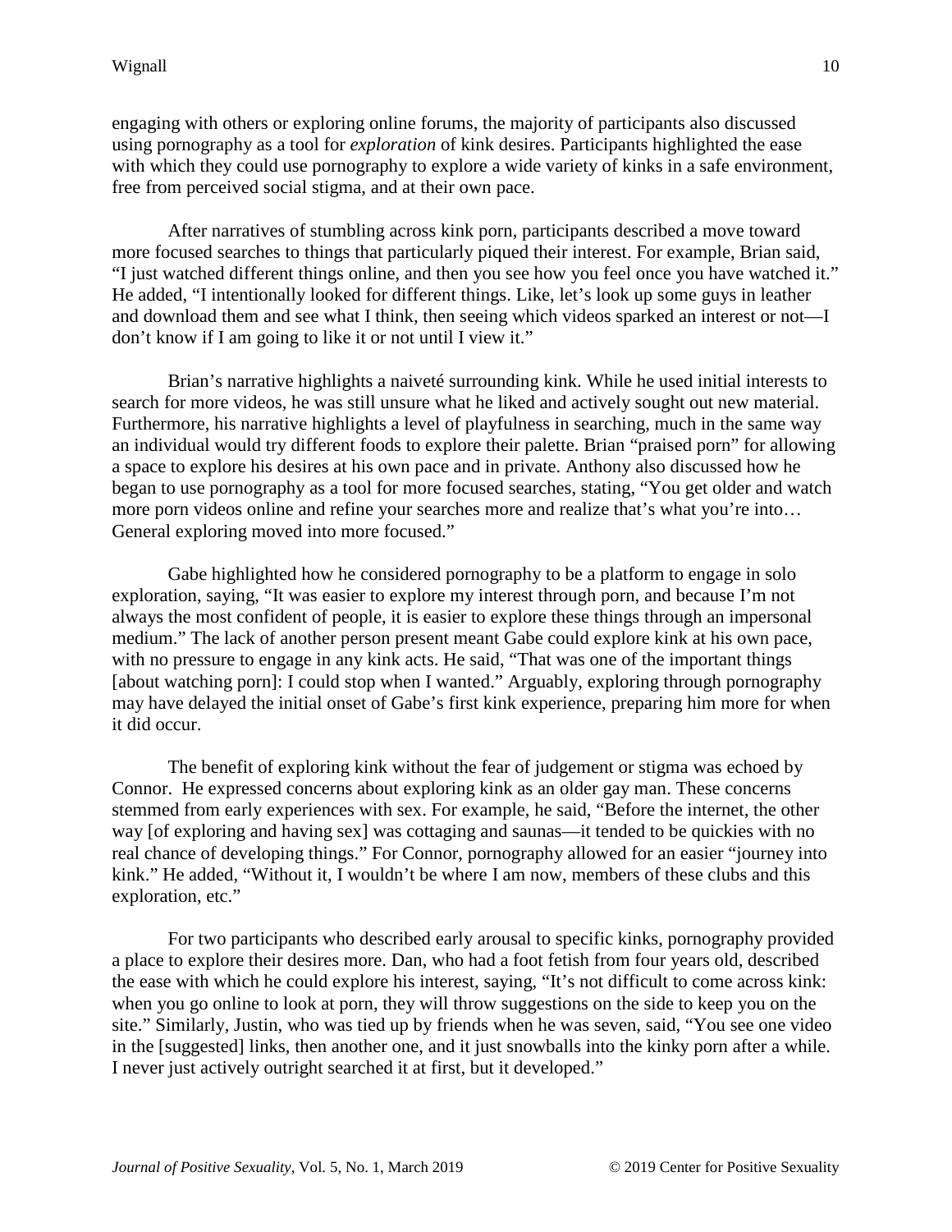engaging with others or exploring online forums, the majority of participants also discussed using pornography as a tool for *exploration* of kink desires. Participants highlighted the ease with which they could use pornography to explore a wide variety of kinks in a safe environment, free from perceived social stigma, and at their own pace.

After narratives of stumbling across kink porn, participants described a move toward more focused searches to things that particularly piqued their interest. For example, Brian said, "I just watched different things online, and then you see how you feel once you have watched it." He added, "I intentionally looked for different things. Like, let's look up some guys in leather and download them and see what I think, then seeing which videos sparked an interest or not—I don't know if I am going to like it or not until I view it."

Brian's narrative highlights a naiveté surrounding kink. While he used initial interests to search for more videos, he was still unsure what he liked and actively sought out new material. Furthermore, his narrative highlights a level of playfulness in searching, much in the same way an individual would try different foods to explore their palette. Brian "praised porn" for allowing a space to explore his desires at his own pace and in private. Anthony also discussed how he began to use pornography as a tool for more focused searches, stating, "You get older and watch more porn videos online and refine your searches more and realize that's what you're into… General exploring moved into more focused."

Gabe highlighted how he considered pornography to be a platform to engage in solo exploration, saying, "It was easier to explore my interest through porn, and because I'm not always the most confident of people, it is easier to explore these things through an impersonal medium." The lack of another person present meant Gabe could explore kink at his own pace, with no pressure to engage in any kink acts. He said, "That was one of the important things [about watching porn]: I could stop when I wanted." Arguably, exploring through pornography may have delayed the initial onset of Gabe's first kink experience, preparing him more for when it did occur.

The benefit of exploring kink without the fear of judgement or stigma was echoed by Connor. He expressed concerns about exploring kink as an older gay man. These concerns stemmed from early experiences with sex. For example, he said, "Before the internet, the other way [of exploring and having sex] was cottaging and saunas—it tended to be quickies with no real chance of developing things." For Connor, pornography allowed for an easier "journey into kink." He added, "Without it, I wouldn't be where I am now, members of these clubs and this exploration, etc."

For two participants who described early arousal to specific kinks, pornography provided a place to explore their desires more. Dan, who had a foot fetish from four years old, described the ease with which he could explore his interest, saying, "It's not difficult to come across kink: when you go online to look at porn, they will throw suggestions on the side to keep you on the site." Similarly, Justin, who was tied up by friends when he was seven, said, "You see one video in the [suggested] links, then another one, and it just snowballs into the kinky porn after a while. I never just actively outright searched it at first, but it developed."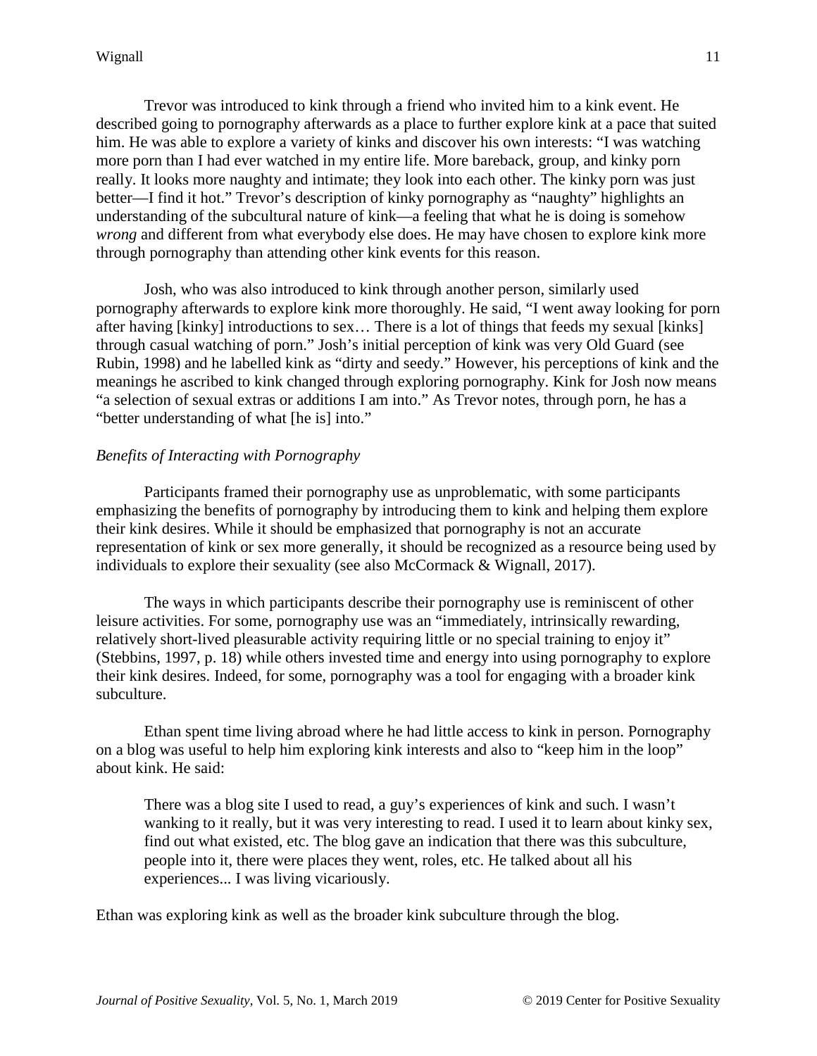Trevor was introduced to kink through a friend who invited him to a kink event. He described going to pornography afterwards as a place to further explore kink at a pace that suited him. He was able to explore a variety of kinks and discover his own interests: "I was watching more porn than I had ever watched in my entire life. More bareback, group, and kinky porn really. It looks more naughty and intimate; they look into each other. The kinky porn was just better—I find it hot." Trevor's description of kinky pornography as "naughty" highlights an understanding of the subcultural nature of kink—a feeling that what he is doing is somehow *wrong* and different from what everybody else does. He may have chosen to explore kink more through pornography than attending other kink events for this reason.

Josh, who was also introduced to kink through another person, similarly used pornography afterwards to explore kink more thoroughly. He said, "I went away looking for porn after having [kinky] introductions to sex… There is a lot of things that feeds my sexual [kinks] through casual watching of porn." Josh's initial perception of kink was very Old Guard (see Rubin, 1998) and he labelled kink as "dirty and seedy." However, his perceptions of kink and the meanings he ascribed to kink changed through exploring pornography. Kink for Josh now means "a selection of sexual extras or additions I am into." As Trevor notes, through porn, he has a "better understanding of what [he is] into."

*Benefits of Interacting with Pornography*

Participants framed their pornography use as unproblematic, with some participants emphasizing the benefits of pornography by introducing them to kink and helping them explore their kink desires. While it should be emphasized that pornography is not an accurate representation of kink or sex more generally, it should be recognized as a resource being used by individuals to explore their sexuality (see also McCormack & Wignall, 2017).

The ways in which participants describe their pornography use is reminiscent of other leisure activities. For some, pornography use was an "immediately, intrinsically rewarding, relatively short-lived pleasurable activity requiring little or no special training to enjoy it" (Stebbins, 1997, p. 18) while others invested time and energy into using pornography to explore their kink desires. Indeed, for some, pornography was a tool for engaging with a broader kink subculture.

Ethan spent time living abroad where he had little access to kink in person. Pornography on a blog was useful to help him exploring kink interests and also to "keep him in the loop" about kink. He said:

> There was a blog site I used to read, a guy's experiences of kink and such. I wasn't wanking to it really, but it was very interesting to read. I used it to learn about kinky sex, find out what existed, etc. The blog gave an indication that there was this subculture, people into it, there were places they went, roles, etc. He talked about all his experiences... I was living vicariously.

Ethan was exploring kink as well as the broader kink subculture through the blog.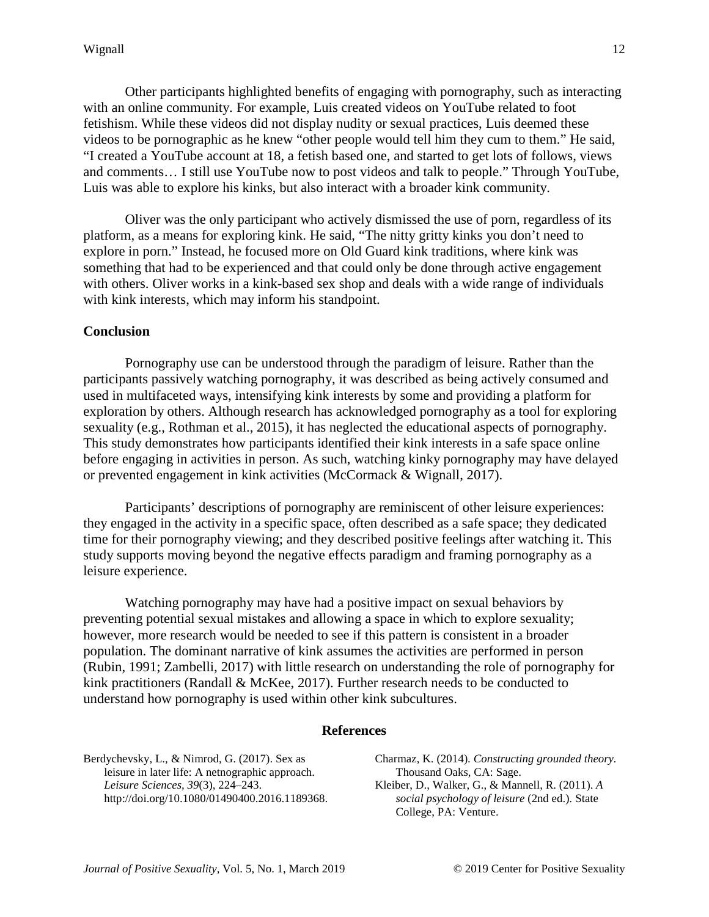Other participants highlighted benefits of engaging with pornography, such as interacting with an online community. For example, Luis created videos on YouTube related to foot fetishism. While these videos did not display nudity or sexual practices, Luis deemed these videos to be pornographic as he knew "other people would tell him they cum to them." He said, "I created a YouTube account at 18, a fetish based one, and started to get lots of follows, views and comments… I still use YouTube now to post videos and talk to people." Through YouTube, Luis was able to explore his kinks, but also interact with a broader kink community.

Oliver was the only participant who actively dismissed the use of porn, regardless of its platform, as a means for exploring kink. He said, "The nitty gritty kinks you don't need to explore in porn." Instead, he focused more on Old Guard kink traditions, where kink was something that had to be experienced and that could only be done through active engagement with others. Oliver works in a kink-based sex shop and deals with a wide range of individuals with kink interests, which may inform his standpoint.

## Conclusion

Pornography use can be understood through the paradigm of leisure. Rather than the participants passively watching pornography, it was described as being actively consumed and used in multifaceted ways, intensifying kink interests by some and providing a platform for exploration by others. Although research has acknowledged pornography as a tool for exploring sexuality (e.g., Rothman et al., 2015), it has neglected the educational aspects of pornography. This study demonstrates how participants identified their kink interests in a safe space online before engaging in activities in person. As such, watching kinky pornography may have delayed or prevented engagement in kink activities (McCormack & Wignall, 2017).

Participants' descriptions of pornography are reminiscent of other leisure experiences: they engaged in the activity in a specific space, often described as a safe space; they dedicated time for their pornography viewing; and they described positive feelings after watching it. This study supports moving beyond the negative effects paradigm and framing pornography as a leisure experience.

Watching pornography may have had a positive impact on sexual behaviors by preventing potential sexual mistakes and allowing a space in which to explore sexuality; however, more research would be needed to see if this pattern is consistent in a broader population. The dominant narrative of kink assumes the activities are performed in person (Rubin, 1991; Zambelli, 2017) with little research on understanding the role of pornography for kink practitioners (Randall & McKee, 2017). Further research needs to be conducted to understand how pornography is used within other kink subcultures.

## References

Berdychevsky, L., & Nimrod, G. (2017). Sex as leisure in later life: A netnographic approach. *Leisure Sciences, 39*(3), 224–243. http://doi.org/10.1080/01490400.2016.1189368.

Charmaz, K. (2014). *Constructing grounded theory*. Thousand Oaks, CA: Sage.

Kleiber, D., Walker, G., & Mannell, R. (2011). *A social psychology of leisure* (2nd ed.). State College, PA: Venture.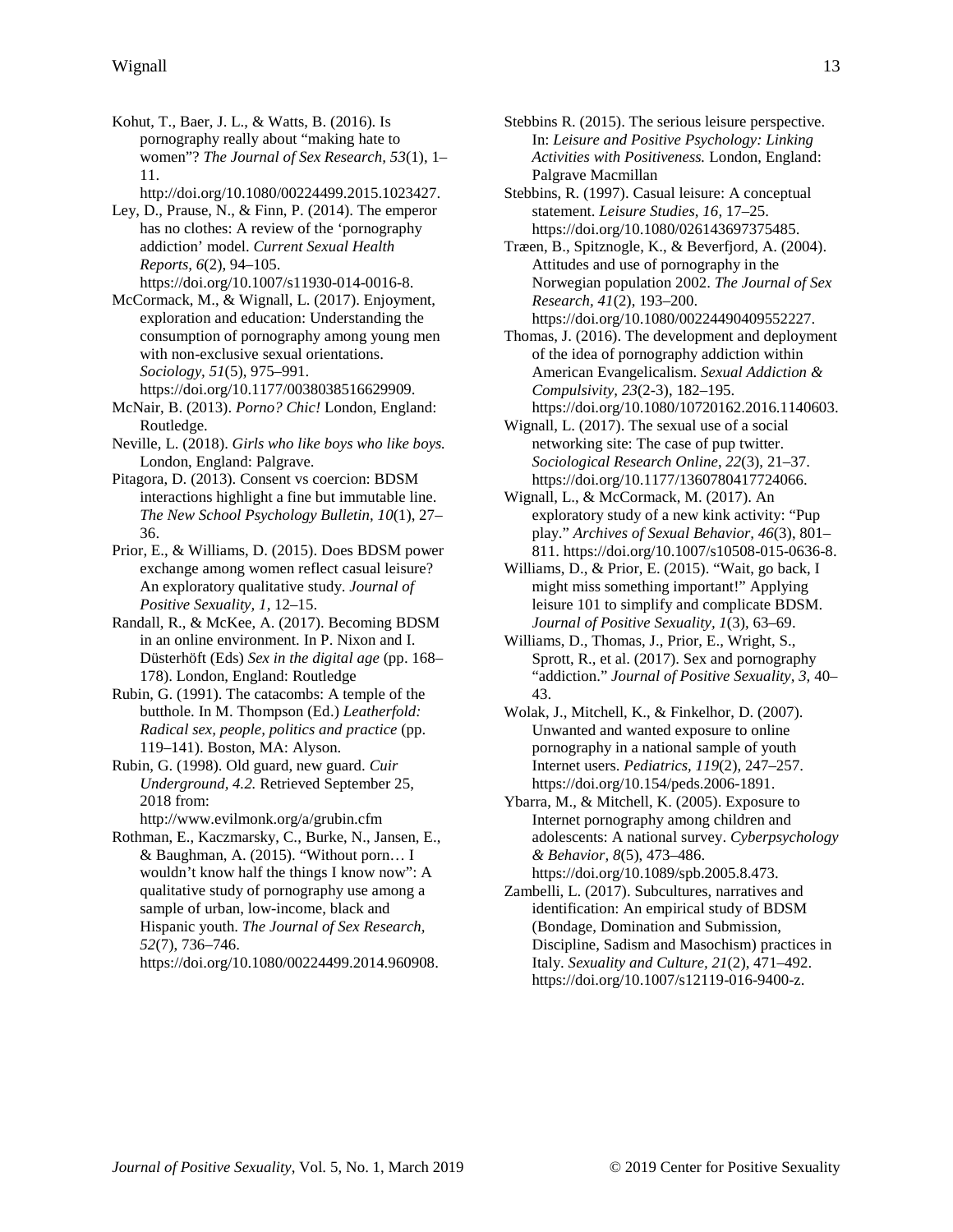Kohut, T., Baer, J. L., & Watts, B. (2016). Is pornography really about "making hate to women"? *The Journal of Sex Research, 53*(1), 1–11. http://doi.org/10.1080/00224499.2015.1023427.

Ley, D., Prause, N., & Finn, P. (2014). The emperor has no clothes: A review of the 'pornography addiction' model. *Current Sexual Health Reports, 6*(2), 94–105. https://doi.org/10.1007/s11930-014-0016-8.

McCormack, M., & Wignall, L. (2017). Enjoyment, exploration and education: Understanding the consumption of pornography among young men with non-exclusive sexual orientations. *Sociology, 51*(5), 975–991. https://doi.org/10.1177/0038038516629909.

McNair, B. (2013). *Porno? Chic!* London, England: Routledge.

Neville, L. (2018). *Girls who like boys who like boys.* London, England: Palgrave.

Pitagora, D. (2013). Consent vs coercion: BDSM interactions highlight a fine but immutable line. *The New School Psychology Bulletin, 10*(1), 27–36.

Prior, E., & Williams, D. (2015). Does BDSM power exchange among women reflect casual leisure? An exploratory qualitative study. *Journal of Positive Sexuality, 1,* 12–15.

Randall, R., & McKee, A. (2017). Becoming BDSM in an online environment. In P. Nixon and I. Düsterhöft (Eds) *Sex in the digital age* (pp. 168–178). London, England: Routledge

Rubin, G. (1991). The catacombs: A temple of the butthole. In M. Thompson (Ed.) *Leatherfold: Radical sex, people, politics and practice* (pp. 119–141). Boston, MA: Alyson.

Rubin, G. (1998). Old guard, new guard. *Cuir Underground, 4.2.* Retrieved September 25, 2018 from: http://www.evilmonk.org/a/grubin.cfm

Rothman, E., Kaczmarsky, C., Burke, N., Jansen, E., & Baughman, A. (2015). "Without porn… I wouldn't know half the things I know now": A qualitative study of pornography use among a sample of urban, low-income, black and Hispanic youth. *The Journal of Sex Research, 52*(7), 736–746. https://doi.org/10.1080/00224499.2014.960908.

Stebbins R. (2015). The serious leisure perspective. In: *Leisure and Positive Psychology: Linking Activities with Positiveness.* London, England: Palgrave Macmillan

Stebbins, R. (1997). Casual leisure: A conceptual statement. *Leisure Studies, 16*, 17–25. https://doi.org/10.1080/026143697375485.

Træen, B., Spitznogle, K., & Beverfjord, A. (2004). Attitudes and use of pornography in the Norwegian population 2002. *The Journal of Sex Research, 41*(2), 193–200. https://doi.org/10.1080/00224490409552227.

Thomas, J. (2016). The development and deployment of the idea of pornography addiction within American Evangelicalism. *Sexual Addiction & Compulsivity, 23*(2-3), 182–195. https://doi.org/10.1080/10720162.2016.1140603.

Wignall, L. (2017). The sexual use of a social networking site: The case of pup twitter. *Sociological Research Online, 22*(3), 21–37. https://doi.org/10.1177/1360780417724066.

Wignall, L., & McCormack, M. (2017). An exploratory study of a new kink activity: "Pup play." *Archives of Sexual Behavior, 46*(3), 801–811. https://doi.org/10.1007/s10508-015-0636-8.

Williams, D., & Prior, E. (2015). "Wait, go back, I might miss something important!" Applying leisure 101 to simplify and complicate BDSM. *Journal of Positive Sexuality, 1*(3), 63–69.

Williams, D., Thomas, J., Prior, E., Wright, S., Sprott, R., et al. (2017). Sex and pornography "addiction." *Journal of Positive Sexuality, 3,* 40–43.

Wolak, J., Mitchell, K., & Finkelhor, D. (2007). Unwanted and wanted exposure to online pornography in a national sample of youth Internet users. *Pediatrics, 119*(2), 247–257. https://doi.org/10.154/peds.2006-1891.

Ybarra, M., & Mitchell, K. (2005). Exposure to Internet pornography among children and adolescents: A national survey. *Cyberpsychology & Behavior, 8*(5), 473–486. https://doi.org/10.1089/spb.2005.8.473.

Zambelli, L. (2017). Subcultures, narratives and identification: An empirical study of BDSM (Bondage, Domination and Submission, Discipline, Sadism and Masochism) practices in Italy. *Sexuality and Culture, 21*(2), 471–492. https://doi.org/10.1007/s12119-016-9400-z.